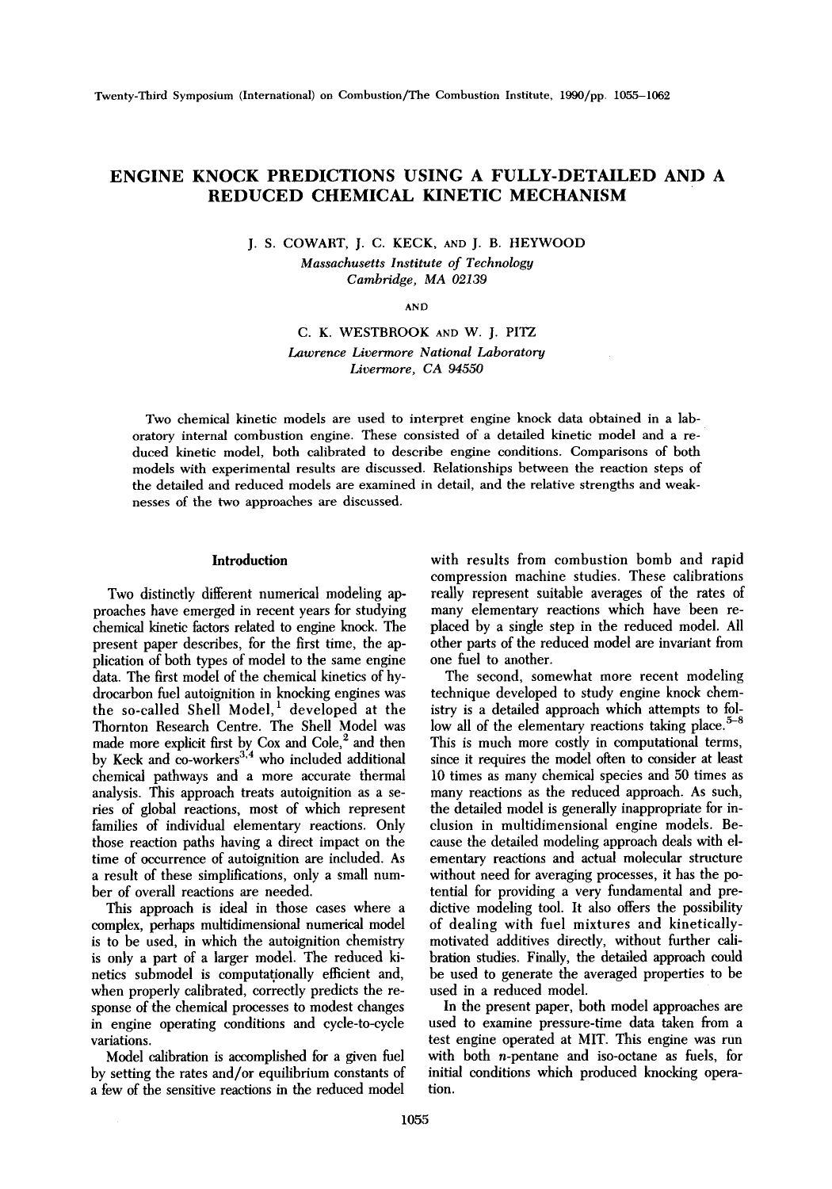# ENGINE KNOCK PREDICTIONS USING A FULLY-DETAILED AND A REDUCED CHEMICAL KINETIC MECHANISM

J. S. COWART, J. C. KECK, AND J. B. HEYWOOD

*Massachusetts Institute of Technology*
*Cambridge, MA 02139*

AND

C. K. WESTBROOK AND W. J. PITZ

*Lawrence Livermore National Laboratory*
*Livermore, CA 94550*

Two chemical kinetic models are used to interpret engine knock data obtained in a laboratory internal combustion engine. These consisted of a detailed kinetic model and a reduced kinetic model, both calibrated to describe engine conditions. Comparisons of both models with experimental results are discussed. Relationships between the reaction steps of the detailed and reduced models are examined in detail, and the relative strengths and weaknesses of the two approaches are discussed.

## Introduction

Two distinctly different numerical modeling approaches have emerged in recent years for studying chemical kinetic factors related to engine knock. The present paper describes, for the first time, the application of both types of model to the same engine data. The first model of the chemical kinetics of hydrocarbon fuel autoignition in knocking engines was the so-called Shell Model,[1] developed at the Thornton Research Centre. The Shell Model was made more explicit first by Cox and Cole,[2] and then by Keck and co-workers[3,4] who included additional chemical pathways and a more accurate thermal analysis. This approach treats autoignition as a series of global reactions, most of which represent families of individual elementary reactions. Only those reaction paths having a direct impact on the time of occurrence of autoignition are included. As a result of these simplifications, only a small number of overall reactions are needed.

This approach is ideal in those cases where a complex, perhaps multidimensional numerical model is to be used, in which the autoignition chemistry is only a part of a larger model. The reduced kinetics submodel is computationally efficient and, when properly calibrated, correctly predicts the response of the chemical processes to modest changes in engine operating conditions and cycle-to-cycle variations.

Model calibration is accomplished for a given fuel by setting the rates and/or equilibrium constants of a few of the sensitive reactions in the reduced model with results from combustion bomb and rapid compression machine studies. These calibrations really represent suitable averages of the rates of many elementary reactions which have been replaced by a single step in the reduced model. All other parts of the reduced model are invariant from one fuel to another.

The second, somewhat more recent modeling technique developed to study engine knock chemistry is a detailed approach which attempts to follow all of the elementary reactions taking place.[5-8] This is much more costly in computational terms, since it requires the model often to consider at least 10 times as many chemical species and 50 times as many reactions as the reduced approach. As such, the detailed model is generally inappropriate for inclusion in multidimensional engine models. Because the detailed modeling approach deals with elementary reactions and actual molecular structure without need for averaging processes, it has the potential for providing a very fundamental and predictive modeling tool. It also offers the possibility of dealing with fuel mixtures and kinetically-motivated additives directly, without further calibration studies. Finally, the detailed approach could be used to generate the averaged properties to be used in a reduced model.

In the present paper, both model approaches are used to examine pressure-time data taken from a test engine operated at MIT. This engine was run with both *n*-pentane and iso-octane as fuels, for initial conditions which produced knocking operation.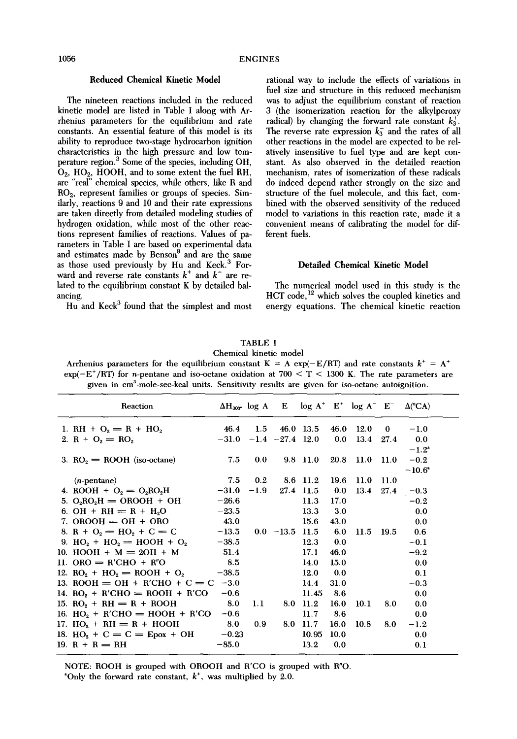### Reduced Chemical Kinetic Model

The nineteen reactions included in the reduced kinetic model are listed in Table I along with Arrhenius parameters for the equilibrium and rate constants. An essential feature of this model is its ability to reproduce two-stage hydrocarbon ignition characteristics in the high pressure and low temperature region.[3] Some of the species, including OH, $O_2$, $HO_2$, HOOH, and to some extent the fuel RH, are "real" chemical species, while others, like R and $RO_2$, represent families or groups of species. Similarly, reactions 9 and 10 and their rate expressions are taken directly from detailed modeling studies of hydrogen oxidation, while most of the other reactions represent families of reactions. Values of parameters in Table I are based on experimental data and estimates made by Benson[9] and are the same as those used previously by Hu and Keck.[3] Forward and reverse rate constants $k^+$ and $k^-$ are related to the equilibrium constant K by detailed balancing.

Hu and Keck[3] found that the simplest and most rational way to include the effects of variations in fuel size and structure in this reduced mechanism was to adjust the equilibrium constant of reaction 3 (the isomerization reaction for the alkylperoxy radical) by changing the forward rate constant $k_3^+$. The reverse rate expression $k_3^-$ and the rates of all other reactions in the model are expected to be relatively insensitive to fuel type and are kept constant. As also observed in the detailed reaction mechanism, rates of isomerization of these radicals do indeed depend rather strongly on the size and structure of the fuel molecule, and this fact, combined with the observed sensitivity of the reduced model to variations in this reaction rate, made it a convenient means of calibrating the model for different fuels.

### Detailed Chemical Kinetic Model

The numerical model used in this study is the HCT code,[12] which solves the coupled kinetics and energy equations. The chemical kinetic reaction

TABLE I

Chemical kinetic model

Arrhenius parameters for the equilibrium constant $K = A\exp(-E/RT)$ and rate constants $k^+ = A^+\exp(-E^+/RT)$ for $n$-pentane and iso-octane oxidation at $700 < T < 1300$ K. The rate parameters are given in $cm^3$-mole-sec-kcal units. Sensitivity results are given for iso-octane autoignition.

| Reaction | $\Delta H_{300^\circ}$ | log A | E | log $A^+$ | $E^+$ | log $A^-$ | $E^-$ | $\Delta$(°CA) |
|---|---|---|---|---|---|---|---|---|
| 1. $RH + O_2 = R + HO_2$ | 46.4 | 1.5 | 46.0 | 13.5 | 46.0 | 12.0 | 0 | −1.0 |
| 2. $R + O_2 = RO_2$ | −31.0 | −1.4 | −27.4 | 12.0 | 0.0 | 13.4 | 27.4 | 0.0 |
| | | | | | | | | −1.2[a] |
| 3. $RO_2 = ROOH$ (iso-octane) | 7.5 | 0.0 | 9.8 | 11.0 | 20.8 | 11.0 | 11.0 | −0.2 |
| | | | | | | | | −10.6[a] |
| ($n$-pentane) | 7.5 | 0.2 | 8.6 | 11.2 | 19.6 | 11.0 | 11.0 | |
| 4. $ROOH + O_2 = O_2RO_2H$ | −31.0 | −1.9 | 27.4 | 11.5 | 0.0 | 13.4 | 27.4 | −0.3 |
| 5. $O_2RO_2H = OROOH + OH$ | −26.6 | | | 11.3 | 17.0 | | | −0.2 |
| 6. $OH + RH = R + H_2O$ | −23.5 | | | 13.3 | 3.0 | | | 0.0 |
| 7. $OROOH = OH + ORO$ | 43.0 | | | 15.6 | 43.0 | | | 0.0 |
| 8. $R + O_2 = HO_2 + C=C$ | −13.5 | 0.0 | −13.5 | 11.5 | 6.0 | 11.5 | 19.5 | 0.6 |
| 9. $HO_2 + HO_2 = HOOH + O_2$ | −38.5 | | | 12.3 | 0.0 | | | −0.1 |
| 10. $HOOH + M = 2OH + M$ | 51.4 | | | 17.1 | 46.0 | | | −9.2 |
| 11. $ORO = R'CHO + R''O$ | 8.5 | | | 14.0 | 15.0 | | | 0.0 |
| 12. $RO_2 + HO_2 = ROOH + O_2$ | −38.5 | | | 12.0 | 0.0 | | | 0.1 |
| 13. $ROOH = OH + R'CHO + C=C$ | −3.0 | | | 14.4 | 31.0 | | | −0.3 |
| 14. $RO_2 + R'CHO = ROOH + R'CO$ | −0.6 | | | 11.45 | 8.6 | | | 0.0 |
| 15. $RO_2 + RH = R + ROOH$ | 8.0 | 1.1 | 8.0 | 11.2 | 16.0 | 10.1 | 8.0 | 0.0 |
| 16. $HO_2 + R'CHO = HOOH + R'CO$ | −0.6 | | | 11.7 | 8.6 | | | 0.0 |
| 17. $HO_2 + RH = R + HOOH$ | 8.0 | 0.9 | 8.0 | 11.7 | 16.0 | 10.8 | 8.0 | −1.2 |
| 18. $HO_2 + C=C = Epox + OH$ | −0.23 | | | 10.95 | 10.0 | | | 0.0 |
| 19. $R + R = RH$ | −85.0 | | | 13.2 | 0.0 | | | 0.1 |

NOTE: ROOH is grouped with OROOH and R'CO is grouped with R''O.

[a]Only the forward rate constant, $k^+$, was multiplied by 2.0.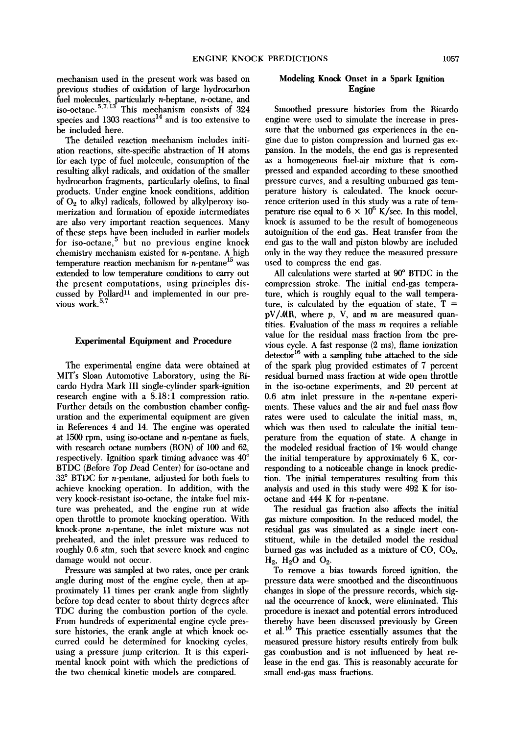mechanism used in the present work was based on previous studies of oxidation of large hydrocarbon fuel molecules, particularly n-heptane, n-octane, and iso-octane.[5,7,13] This mechanism consists of 324 species and 1303 reactions[14] and is too extensive to be included here.

The detailed reaction mechanism includes initiation reactions, site-specific abstraction of H atoms for each type of fuel molecule, consumption of the resulting alkyl radicals, and oxidation of the smaller hydrocarbon fragments, particularly olefins, to final products. Under engine knock conditions, addition of $O_2$ to alkyl radicals, followed by alkylperoxy isomerization and formation of epoxide intermediates are also very important reaction sequences. Many of these steps have been included in earlier models for iso-octane,[5] but no previous engine knock chemistry mechanism existed for n-pentane. A high temperature reaction mechanism for n-pentane[15] was extended to low temperature conditions to carry out the present computations, using principles discussed by Pollard[11] and implemented in our previous work.[5,7]

## Experimental Equipment and Procedure

The experimental engine data were obtained at MIT's Sloan Automotive Laboratory, using the Ricardo Hydra Mark III single-cylinder spark-ignition research engine with a 8.18:1 compression ratio. Further details on the combustion chamber configuration and the experimental equipment are given in References 4 and 14. The engine was operated at 1500 rpm, using iso-octane and n-pentane as fuels, with research octane numbers (RON) of 100 and 62, respectively. Ignition spark timing advance was 40° BTDC (Before Top Dead Center) for iso-octane and 32° BTDC for n-pentane, adjusted for both fuels to achieve knocking operation. In addition, with the very knock-resistant iso-octane, the intake fuel mixture was preheated, and the engine run at wide open throttle to promote knocking operation. With knock-prone n-pentane, the inlet mixture was not preheated, and the inlet pressure was reduced to roughly 0.6 atm, such that severe knock and engine damage would not occur.

Pressure was sampled at two rates, once per crank angle during most of the engine cycle, then at approximately 11 times per crank angle from slightly before top dead center to about thirty degrees after TDC during the combustion portion of the cycle. From hundreds of experimental engine cycle pressure histories, the crank angle at which knock occurred could be determined for knocking cycles, using a pressure jump criterion. It is this experimental knock point with which the predictions of the two chemical kinetic models are compared.

## Modeling Knock Onset in a Spark Ignition Engine

Smoothed pressure histories from the Ricardo engine were used to simulate the increase in pressure that the unburned gas experiences in the engine due to piston compression and burned gas expansion. In the models, the end gas is represented as a homogeneous fuel-air mixture that is compressed and expanded according to these smoothed pressure curves, and a resulting unburned gas temperature history is calculated. The knock occurrence criterion used in this study was a rate of temperature rise equal to $6 \times 10^6$ K/sec. In this model, knock is assumed to be the result of homogeneous autoignition of the end gas. Heat transfer from the end gas to the wall and piston blowby are included only in the way they reduce the measured pressure used to compress the end gas.

All calculations were started at 90° BTDC in the compression stroke. The initial end-gas temperature, which is roughly equal to the wall temperature, is calculated by the equation of state, $T = pV/\mathcal{M}R$, where $p$, $V$, and $m$ are measured quantities. Evaluation of the mass $m$ requires a reliable value for the residual mass fraction from the previous cycle. A fast response (2 ms), flame ionization detector[16] with a sampling tube attached to the side of the spark plug provided estimates of 7 percent residual burned mass fraction at wide open throttle in the iso-octane experiments, and 20 percent at 0.6 atm inlet pressure in the n-pentane experiments. These values and the air and fuel mass flow rates were used to calculate the initial mass, $m$, which was then used to calculate the initial temperature from the equation of state. A change in the modeled residual fraction of 1% would change the initial temperature by approximately 6 K, corresponding to a noticeable change in knock prediction. The initial temperatures resulting from this analysis and used in this study were 492 K for iso-octane and 444 K for n-pentane.

The residual gas fraction also affects the initial gas mixture composition. In the reduced model, the residual gas was simulated as a single inert constituent, while in the detailed model the residual burned gas was included as a mixture of $CO$, $CO_2$, $H_2$, $H_2O$ and $O_2$.

To remove a bias towards forced ignition, the pressure data were smoothed and the discontinuous changes in slope of the pressure records, which signal the occurrence of knock, were eliminated. This procedure is inexact and potential errors introduced thereby have been discussed previously by Green et al.[10] This practice essentially assumes that the measured pressure history results entirely from bulk gas combustion and is not influenced by heat release in the end gas. This is reasonably accurate for small end-gas mass fractions.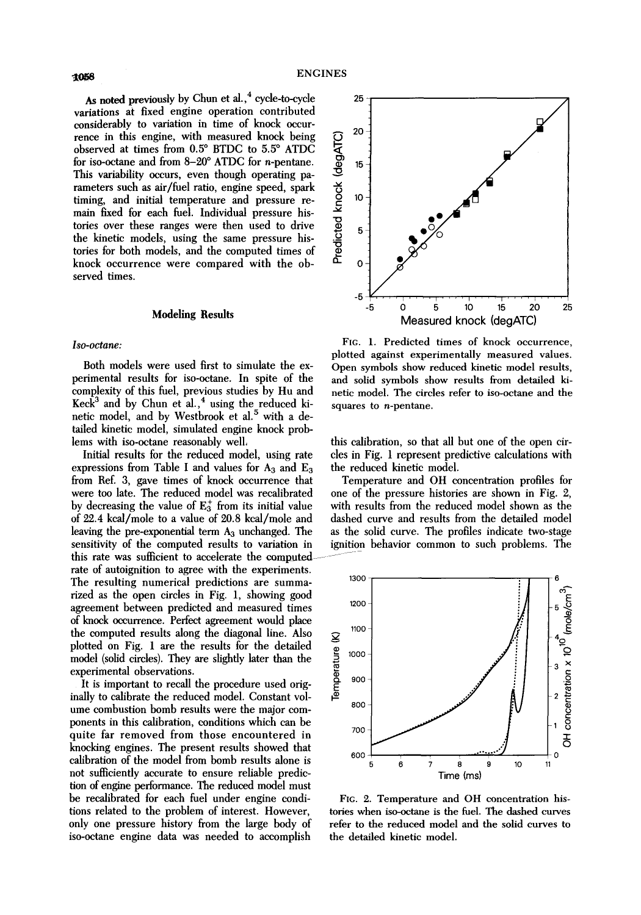As noted previously by Chun et al.,[4] cycle-to-cycle variations at fixed engine operation contributed considerably to variation in time of knock occurrence in this engine, with measured knock being observed at times from 0.5° BTDC to 5.5° ATDC for iso-octane and from 8–20° ATDC for *n*-pentane. This variability occurs, even though operating parameters such as air/fuel ratio, engine speed, spark timing, and initial temperature and pressure remain fixed for each fuel. Individual pressure histories over these ranges were then used to drive the kinetic models, using the same pressure histories for both models, and the computed times of knock occurrence were compared with the observed times.

## Modeling Results

### *Iso-octane:*

Both models were used first to simulate the experimental results for iso-octane. In spite of the complexity of this fuel, previous studies by Hu and Keck[3] and by Chun et al.,[4] using the reduced kinetic model, and by Westbrook et al.[5] with a detailed kinetic model, simulated engine knock problems with iso-octane reasonably well.

Initial results for the reduced model, using rate expressions from Table I and values for $A_3$ and $E_3$ from Ref. 3, gave times of knock occurrence that were too late. The reduced model was recalibrated by decreasing the value of $E_3^+$ from its initial value of 22.4 kcal/mole to a value of 20.8 kcal/mole and leaving the pre-exponential term $A_3$ unchanged. The sensitivity of the computed results to variation in this rate was sufficient to accelerate the computed rate of autoignition to agree with the experiments. The resulting numerical predictions are summarized as the open circles in Fig. 1, showing good agreement between predicted and measured times of knock occurrence. Perfect agreement would place the computed results along the diagonal line. Also plotted on Fig. 1 are the results for the detailed model (solid circles). They are slightly later than the experimental observations.

It is important to recall the procedure used originally to calibrate the reduced model. Constant volume combustion bomb results were the major components in this calibration, conditions which can be quite far removed from those encountered in knocking engines. The present results showed that calibration of the model from bomb results alone is not sufficiently accurate to ensure reliable prediction of engine performance. The reduced model must be recalibrated for each fuel under engine conditions related to the problem of interest. However, only one pressure history from the large body of iso-octane engine data was needed to accomplish this calibration, so that all but one of the open circles in Fig. 1 represent predictive calculations with the reduced kinetic model.

Temperature and OH concentration profiles for one of the pressure histories are shown in Fig. 2, with results from the reduced model shown as the dashed curve and results from the detailed model as the solid curve. The profiles indicate two-stage ignition behavior common to such problems. The

FIG. 1. Predicted times of knock occurrence, plotted against experimentally measured values. Open symbols show reduced kinetic model results, and solid symbols show results from detailed kinetic model. The circles refer to iso-octane and the squares to *n*-pentane.

FIG. 2. Temperature and OH concentration histories when iso-octane is the fuel. The dashed curves refer to the reduced model and the solid curves to the detailed kinetic model.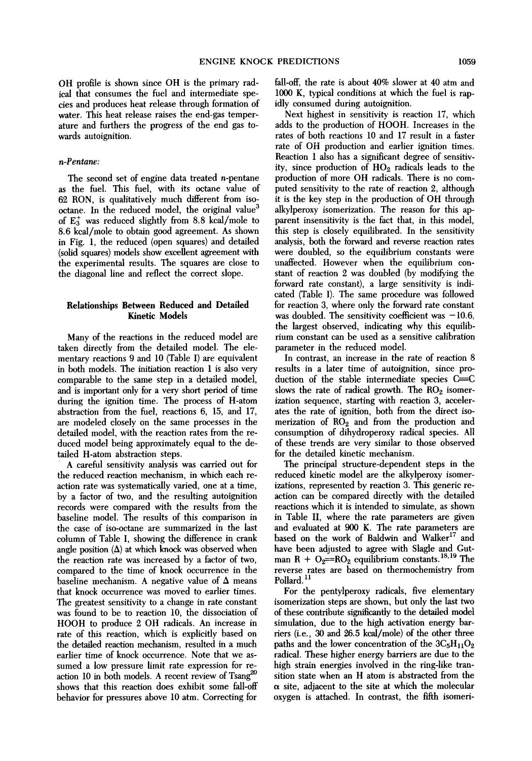OH profile is shown since OH is the primary radical that consumes the fuel and intermediate species and produces heat release through formation of water. This heat release raises the end-gas temperature and furthers the progress of the end gas towards autoignition.

*n-Pentane:*

The second set of engine data treated *n*-pentane as the fuel. This fuel, with its octane value of 62 RON, is qualitatively much different from iso-octane. In the reduced model, the original value[3] of $E_3^+$ was reduced slightly from 8.8 kcal/mole to 8.6 kcal/mole to obtain good agreement. As shown in Fig. 1, the reduced (open squares) and detailed (solid squares) models show excellent agreement with the experimental results. The squares are close to the diagonal line and reflect the correct slope.

## Relationships Between Reduced and Detailed Kinetic Models

Many of the reactions in the reduced model are taken directly from the detailed model. The elementary reactions 9 and 10 (Table I) are equivalent in both models. The initiation reaction 1 is also very comparable to the same step in a detailed model, and is important only for a very short period of time during the ignition time. The process of H-atom abstraction from the fuel, reactions 6, 15, and 17, are modeled closely on the same processes in the detailed model, with the reaction rates from the reduced model being approximately equal to the detailed H-atom abstraction steps.

A careful sensitivity analysis was carried out for the reduced reaction mechanism, in which each reaction rate was systematically varied, one at a time, by a factor of two, and the resulting autoignition records were compared with the results from the baseline model. The results of this comparison in the case of iso-octane are summarized in the last column of Table I, showing the difference in crank angle position (Δ) at which knock was observed when the reaction rate was increased by a factor of two, compared to the time of knock occurrence in the baseline mechanism. A negative value of Δ means that knock occurrence was moved to earlier times. The greatest sensitivity to a change in rate constant was found to be to reaction 10, the dissociation of HOOH to produce 2 OH radicals. An increase in rate of this reaction, which is explicitly based on the detailed reaction mechanism, resulted in a much earlier time of knock occurrence. Note that we assumed a low pressure limit rate expression for reaction 10 in both models. A recent review of Tsang[20] shows that this reaction does exhibit some fall-off behavior for pressures above 10 atm. Correcting for fall-off, the rate is about 40% slower at 40 atm and 1000 K, typical conditions at which the fuel is rapidly consumed during autoignition.

Next highest in sensitivity is reaction 17, which adds to the production of HOOH. Increases in the rates of both reactions 10 and 17 result in a faster rate of OH production and earlier ignition times. Reaction 1 also has a significant degree of sensitivity, since production of $HO_2$ radicals leads to the production of more OH radicals. There is no computed sensitivity to the rate of reaction 2, although it is the key step in the production of OH through alkylperoxy isomerization. The reason for this apparent insensitivity is the fact that, in this model, this step is closely equilibrated. In the sensitivity analysis, both the forward and reverse reaction rates were doubled, so the equilibrium constants were unaffected. However when the equilibrium constant of reaction 2 was doubled (by modifying the forward rate constant), a large sensitivity is indicated (Table I). The same procedure was followed for reaction 3, where only the forward rate constant was doubled. The sensitivity coefficient was −10.6, the largest observed, indicating why this equilibrium constant can be used as a sensitive calibration parameter in the reduced model.

In contrast, an increase in the rate of reaction 8 results in a later time of autoignition, since production of the stable intermediate species C=C slows the rate of radical growth. The $RO_2$ isomerization sequence, starting with reaction 3, accelerates the rate of ignition, both from the direct isomerization of $RO_2$ and from the production and consumption of dihydroperoxy radical species. All of these trends are very similar to those observed for the detailed kinetic mechanism.

The principal structure-dependent steps in the reduced kinetic model are the alkylperoxy isomerizations, represented by reaction 3. This generic reaction can be compared directly with the detailed reactions which it is intended to simulate, as shown in Table II, where the rate parameters are given and evaluated at 900 K. The rate parameters are based on the work of Baldwin and Walker[17] and have been adjusted to agree with Slagle and Gutman $R + O_2 {=} RO_2$ equilibrium constants.[18,19] The reverse rates are based on thermochemistry from Pollard.[11]

For the pentylperoxy radicals, five elementary isomerization steps are shown, but only the last two of these contribute significantly to the detailed model simulation, due to the high activation energy barriers (i.e., 30 and 26.5 kcal/mole) of the other three paths and the lower concentration of the $3C_5H_{11}O_2$ radical. These higher energy barriers are due to the high strain energies involved in the ring-like transition state when an H atom is abstracted from the α site, adjacent to the site at which the molecular oxygen is attached. In contrast, the fifth isomeri-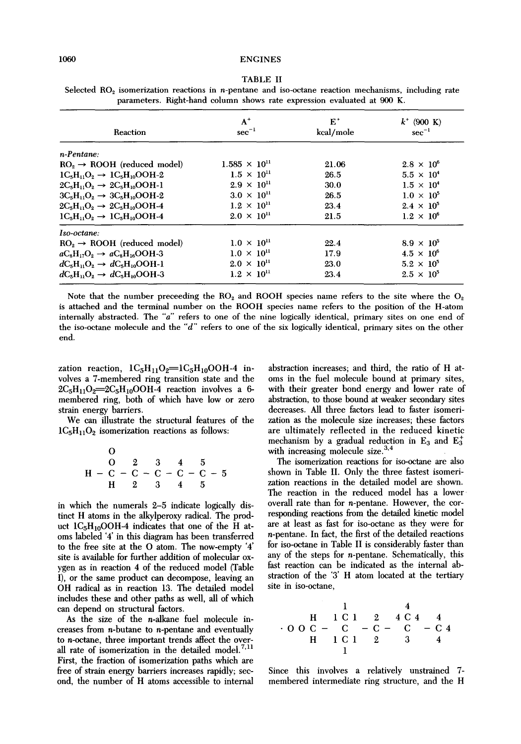TABLE II

Selected $RO_2$ isomerization reactions in *n*-pentane and iso-octane reaction mechanisms, including rate parameters. Right-hand column shows rate expression evaluated at 900 K.

| Reaction | $A^+$ $sec^{-1}$ | $E^+$ kcal/mole | $k^+$ (900 K) $sec^{-1}$ |
|---|---|---|---|
| *n-Pentane:* | | | |
| $RO_2 \rightarrow ROOH$ (reduced model) | $1.585 \times 10^{11}$ | 21.06 | $2.8 \times 10^6$ |
| $1C_5H_{11}O_2 \rightarrow 1C_5H_{10}OOH\text{-}2$ | $1.5 \times 10^{11}$ | 26.5 | $5.5 \times 10^4$ |
| $2C_5H_{11}O_2 \rightarrow 2C_5H_{10}OOH\text{-}1$ | $2.9 \times 10^{11}$ | 30.0 | $1.5 \times 10^4$ |
| $3C_5H_{11}O_2 \rightarrow 3C_5H_{10}OOH\text{-}2$ | $3.0 \times 10^{11}$ | 26.5 | $1.0 \times 10^5$ |
| $2C_5H_{11}O_2 \rightarrow 2C_5H_{10}OOH\text{-}4$ | $1.2 \times 10^{11}$ | 23.4 | $2.4 \times 10^5$ |
| $1C_5H_{11}O_2 \rightarrow 1C_5H_{10}OOH\text{-}4$ | $2.0 \times 10^{11}$ | 21.5 | $1.2 \times 10^6$ |
| *Iso-octane:* | | | |
| $RO_2 \rightarrow ROOH$ (reduced model) | $1.0 \times 10^{11}$ | 22.4 | $8.9 \times 10^5$ |
| $aC_8H_{17}O_2 \rightarrow aC_8H_{16}OOH\text{-}3$ | $1.0 \times 10^{11}$ | 17.9 | $4.5 \times 10^6$ |
| $dC_5H_{11}O_2 \rightarrow dC_5H_{10}OOH\text{-}1$ | $2.0 \times 10^{11}$ | 23.0 | $5.2 \times 10^5$ |
| $dC_5H_{11}O_2 \rightarrow dC_5H_{10}OOH\text{-}3$ | $1.2 \times 10^{11}$ | 23.4 | $2.5 \times 10^5$ |

Note that the number preceeding the $RO_2$ and ROOH species name refers to the site where the $O_2$ is attached and the terminal number on the ROOH species name refers to the position of the H-atom internally abstracted. The "*a*" refers to one of the nine logically identical, primary sites on one end of the iso-octane molecule and the "*d*" refers to one of the six logically identical, primary sites on the other end.

zation reaction, $1C_5H_{11}O_2{=}1C_5H_{10}OOH\text{-}4$ involves a 7-membered ring transition state and the $2C_5H_{11}O_2{=}2C_5H_{10}OOH\text{-}4$ reaction involves a 6-membered ring, both of which have low or zero strain energy barriers.

We can illustrate the structural features of the $1C_5H_{11}O_2$ isomerization reactions as follows:

```
        O
        O   2   3   4   5
    H - C - C - C - C - C - 5
        H   2   3   4   5
```

in which the numerals 2–5 indicate logically distinct H atoms in the alkylperoxy radical. The product $1C_5H_{10}OOH\text{-}4$ indicates that one of the H atoms labeled '4' in this diagram has been transferred to the free site at the O atom. The now-empty '4' site is available for further addition of molecular oxygen as in reaction 4 of the reduced model (Table I), or the same product can decompose, leaving an OH radical as in reaction 13. The detailed model includes these and other paths as well, all of which can depend on structural factors.

As the size of the *n*-alkane fuel molecule increases from *n*-butane to *n*-pentane and eventually to *n*-octane, three important trends affect the overall rate of isomerization in the detailed model.[7,11] First, the fraction of isomerization paths which are free of strain energy barriers increases rapidly; second, the number of H atoms accessible to internal abstraction increases; and third, the ratio of H atoms in the fuel molecule bound at primary sites, with their greater bond energy and lower rate of abstraction, to those bound at weaker secondary sites decreases. All three factors lead to faster isomerization as the molecule size increases; these factors are ultimately reflected in the reduced kinetic mechanism by a gradual reduction in $E_3$ and $E_3^+$ with increasing molecule size.[3,4]

The isomerization reactions for iso-octane are also shown in Table II. Only the three fastest isomerization reactions in the detailed model are shown. The reaction in the reduced model has a lower overall rate than for *n*-pentane. However, the corresponding reactions from the detailed kinetic model are at least as fast for iso-octane as they were for *n*-pentane. In fact, the first of the detailed reactions for iso-octane in Table II is considerably faster than any of the steps for *n*-pentane. Schematically, this fast reaction can be indicated as the internal abstraction of the '3' H atom located at the tertiary site in iso-octane,

```
               1             4
        H    1 C 1    2    4 C 4    4
    · O O C -  C    - C -    C    - C 4
        H    1 C 1    2      3      4
               1
```

Since this involves a relatively unstrained 7-membered intermediate ring structure, and the H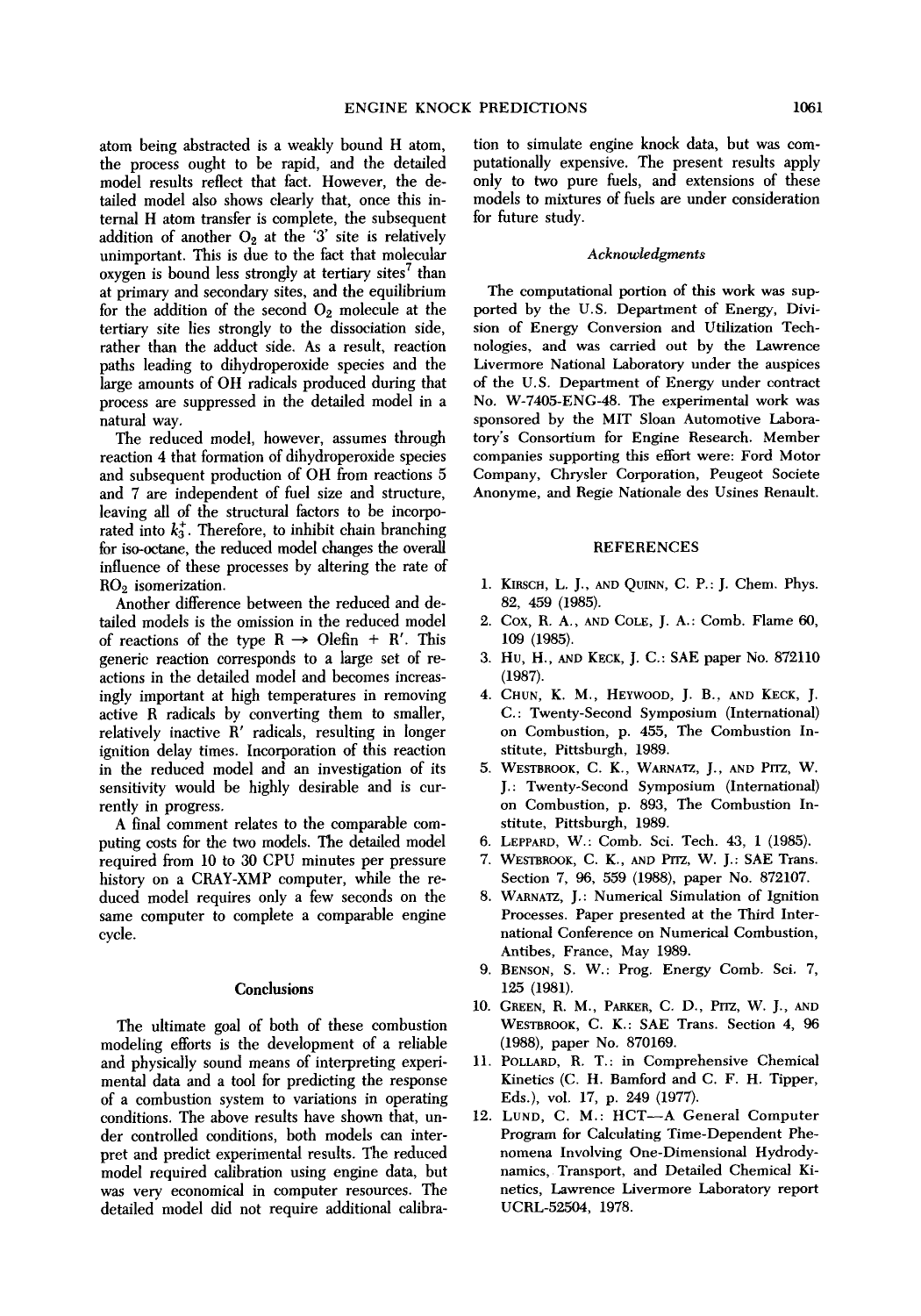atom being abstracted is a weakly bound H atom, the process ought to be rapid, and the detailed model results reflect that fact. However, the detailed model also shows clearly that, once this internal H atom transfer is complete, the subsequent addition of another $O_2$ at the '3' site is relatively unimportant. This is due to the fact that molecular oxygen is bound less strongly at tertiary sites[7] than at primary and secondary sites, and the equilibrium for the addition of the second $O_2$ molecule at the tertiary site lies strongly to the dissociation side, rather than the adduct side. As a result, reaction paths leading to dihydroperoxide species and the large amounts of OH radicals produced during that process are suppressed in the detailed model in a natural way.

The reduced model, however, assumes through reaction 4 that formation of dihydroperoxide species and subsequent production of OH from reactions 5 and 7 are independent of fuel size and structure, leaving all of the structural factors to be incorporated into $k_3^+$. Therefore, to inhibit chain branching for iso-octane, the reduced model changes the overall influence of these processes by altering the rate of $RO_2$ isomerization.

Another difference between the reduced and detailed models is the omission in the reduced model of reactions of the type $R \rightarrow \text{Olefin} + R'$. This generic reaction corresponds to a large set of reactions in the detailed model and becomes increasingly important at high temperatures in removing active R radicals by converting them to smaller, relatively inactive R' radicals, resulting in longer ignition delay times. Incorporation of this reaction in the reduced model and an investigation of its sensitivity would be highly desirable and is currently in progress.

A final comment relates to the comparable computing costs for the two models. The detailed model required from 10 to 30 CPU minutes per pressure history on a CRAY-XMP computer, while the reduced model requires only a few seconds on the same computer to complete a comparable engine cycle.

## Conclusions

The ultimate goal of both of these combustion modeling efforts is the development of a reliable and physically sound means of interpreting experimental data and a tool for predicting the response of a combustion system to variations in operating conditions. The above results have shown that, under controlled conditions, both models can interpret and predict experimental results. The reduced model required calibration using engine data, but was very economical in computer resources. The detailed model did not require additional calibration to simulate engine knock data, but was computationally expensive. The present results apply only to two pure fuels, and extensions of these models to mixtures of fuels are under consideration for future study.

### *Acknowledgments*

The computational portion of this work was supported by the U.S. Department of Energy, Division of Energy Conversion and Utilization Technologies, and was carried out by the Lawrence Livermore National Laboratory under the auspices of the U.S. Department of Energy under contract No. W-7405-ENG-48. The experimental work was sponsored by the MIT Sloan Automotive Laboratory's Consortium for Engine Research. Member companies supporting this effort were: Ford Motor Company, Chrysler Corporation, Peugeot Societe Anonyme, and Regie Nationale des Usines Renault.

## REFERENCES

1. Kirsch, L. J., and Quinn, C. P.: J. Chem. Phys. 82, 459 (1985).
2. Cox, R. A., and Cole, J. A.: Comb. Flame 60, 109 (1985).
3. Hu, H., and Keck, J. C.: SAE paper No. 872110 (1987).
4. Chun, K. M., Heywood, J. B., and Keck, J. C.: Twenty-Second Symposium (International) on Combustion, p. 455, The Combustion Institute, Pittsburgh, 1989.
5. Westbrook, C. K., Warnatz, J., and Pitz, W. J.: Twenty-Second Symposium (International) on Combustion, p. 893, The Combustion Institute, Pittsburgh, 1989.
6. Leppard, W.: Comb. Sci. Tech. 43, 1 (1985).
7. Westbrook, C. K., and Pitz, W. J.: SAE Trans. Section 7, 96, 559 (1988), paper No. 872107.
8. Warnatz, J.: Numerical Simulation of Ignition Processes. Paper presented at the Third International Conference on Numerical Combustion, Antibes, France, May 1989.
9. Benson, S. W.: Prog. Energy Comb. Sci. 7, 125 (1981).
10. Green, R. M., Parker, C. D., Pitz, W. J., and Westbrook, C. K.: SAE Trans. Section 4, 96 (1988), paper No. 870169.
11. Pollard, R. T.: in Comprehensive Chemical Kinetics (C. H. Bamford and C. F. H. Tipper, Eds.), vol. 17, p. 249 (1977).
12. Lund, C. M.: HCT—A General Computer Program for Calculating Time-Dependent Phenomena Involving One-Dimensional Hydrodynamics, Transport, and Detailed Chemical Kinetics, Lawrence Livermore Laboratory report UCRL-52504, 1978.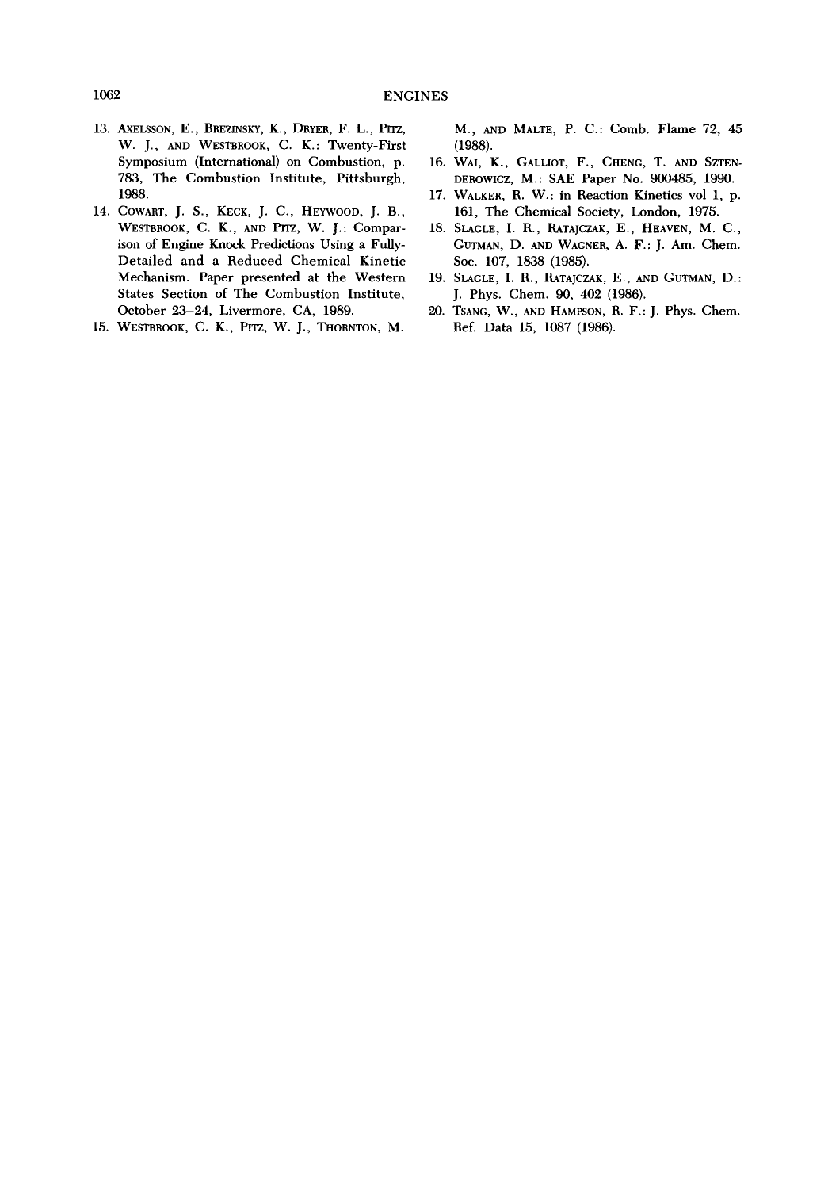13. AXELSSON, E., BREZINSKY, K., DRYER, F. L., PITZ, W. J., AND WESTBROOK, C. K.: Twenty-First Symposium (International) on Combustion, p. 783, The Combustion Institute, Pittsburgh, 1988.
14. COWART, J. S., KECK, J. C., HEYWOOD, J. B., WESTBROOK, C. K., AND PITZ, W. J.: Comparison of Engine Knock Predictions Using a Fully-Detailed and a Reduced Chemical Kinetic Mechanism. Paper presented at the Western States Section of The Combustion Institute, October 23–24, Livermore, CA, 1989.
15. WESTBROOK, C. K., PITZ, W. J., THORNTON, M. M., AND MALTE, P. C.: Comb. Flame 72, 45 (1988).
16. WAI, K., GALLIOT, F., CHENG, T. AND SZTENDEROWICZ, M.: SAE Paper No. 900485, 1990.
17. WALKER, R. W.: in Reaction Kinetics vol 1, p. 161, The Chemical Society, London, 1975.
18. SLAGLE, I. R., RATAJCZAK, E., HEAVEN, M. C., GUTMAN, D. AND WAGNER, A. F.: J. Am. Chem. Soc. 107, 1838 (1985).
19. SLAGLE, I. R., RATAJCZAK, E., AND GUTMAN, D.: J. Phys. Chem. 90, 402 (1986).
20. TSANG, W., AND HAMPSON, R. F.: J. Phys. Chem. Ref. Data 15, 1087 (1986).